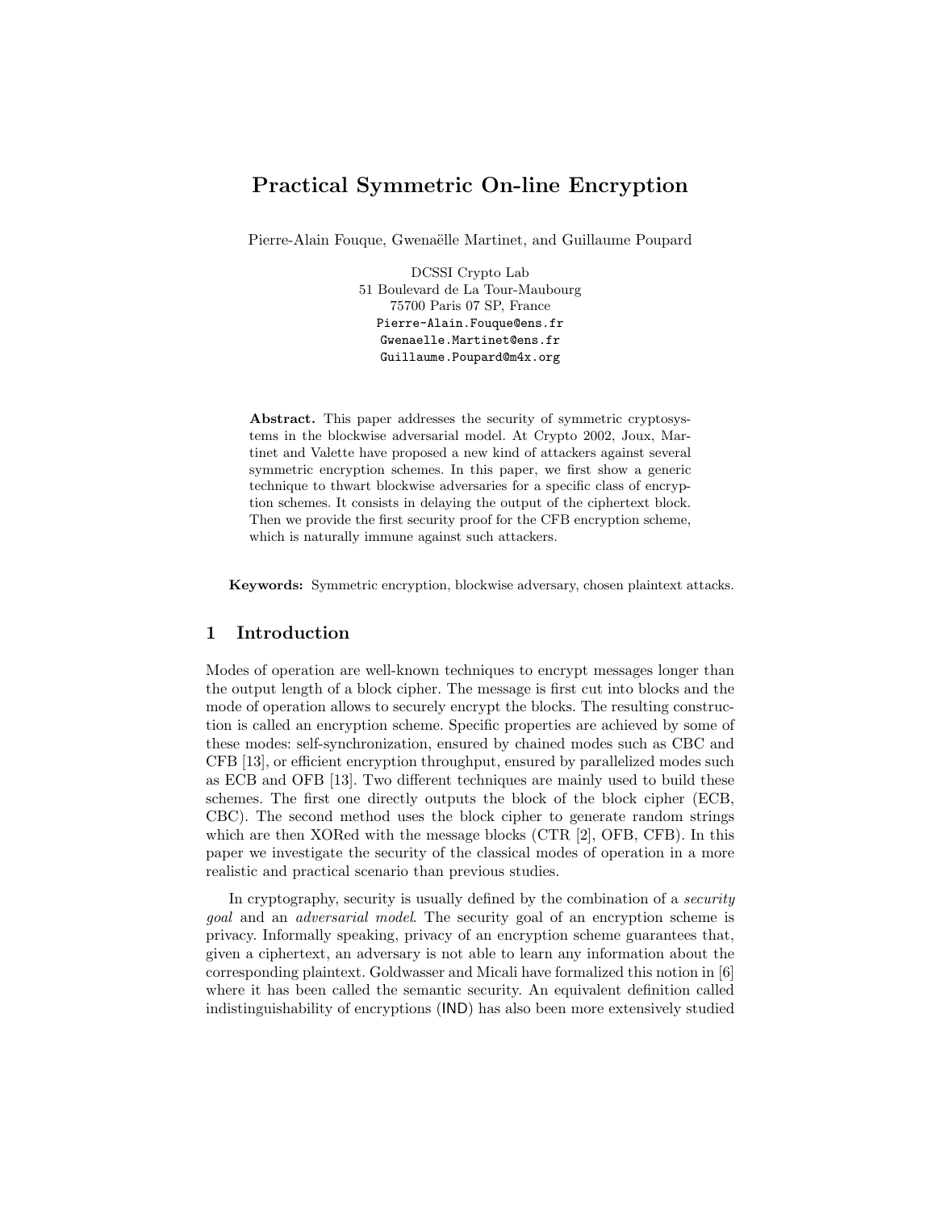# Practical Symmetric On-line Encryption

Pierre-Alain Fouque, Gwenaëlle Martinet, and Guillaume Poupard

DCSSI Crypto Lab
51 Boulevard de La Tour-Maubourg
75700 Paris 07 SP, France
Pierre-Alain.Fouque@ens.fr
Gwenaelle.Martinet@ens.fr
Guillaume.Poupard@m4x.org

**Abstract.** This paper addresses the security of symmetric cryptosystems in the blockwise adversarial model. At Crypto 2002, Joux, Martinet and Valette have proposed a new kind of attackers against several symmetric encryption schemes. In this paper, we first show a generic technique to thwart blockwise adversaries for a specific class of encryption schemes. It consists in delaying the output of the ciphertext block. Then we provide the first security proof for the CFB encryption scheme, which is naturally immune against such attackers.

**Keywords:** Symmetric encryption, blockwise adversary, chosen plaintext attacks.

## 1 Introduction

Modes of operation are well-known techniques to encrypt messages longer than the output length of a block cipher. The message is first cut into blocks and the mode of operation allows to securely encrypt the blocks. The resulting construction is called an encryption scheme. Specific properties are achieved by some of these modes: self-synchronization, ensured by chained modes such as CBC and CFB [13], or efficient encryption throughput, ensured by parallelized modes such as ECB and OFB [13]. Two different techniques are mainly used to build these schemes. The first one directly outputs the block of the block cipher (ECB, CBC). The second method uses the block cipher to generate random strings which are then XORed with the message blocks (CTR [2], OFB, CFB). In this paper we investigate the security of the classical modes of operation in a more realistic and practical scenario than previous studies.

In cryptography, security is usually defined by the combination of a *security goal* and an *adversarial model*. The security goal of an encryption scheme is privacy. Informally speaking, privacy of an encryption scheme guarantees that, given a ciphertext, an adversary is not able to learn any information about the corresponding plaintext. Goldwasser and Micali have formalized this notion in [6] where it has been called the semantic security. An equivalent definition called indistinguishability of encryptions (IND) has also been more extensively studied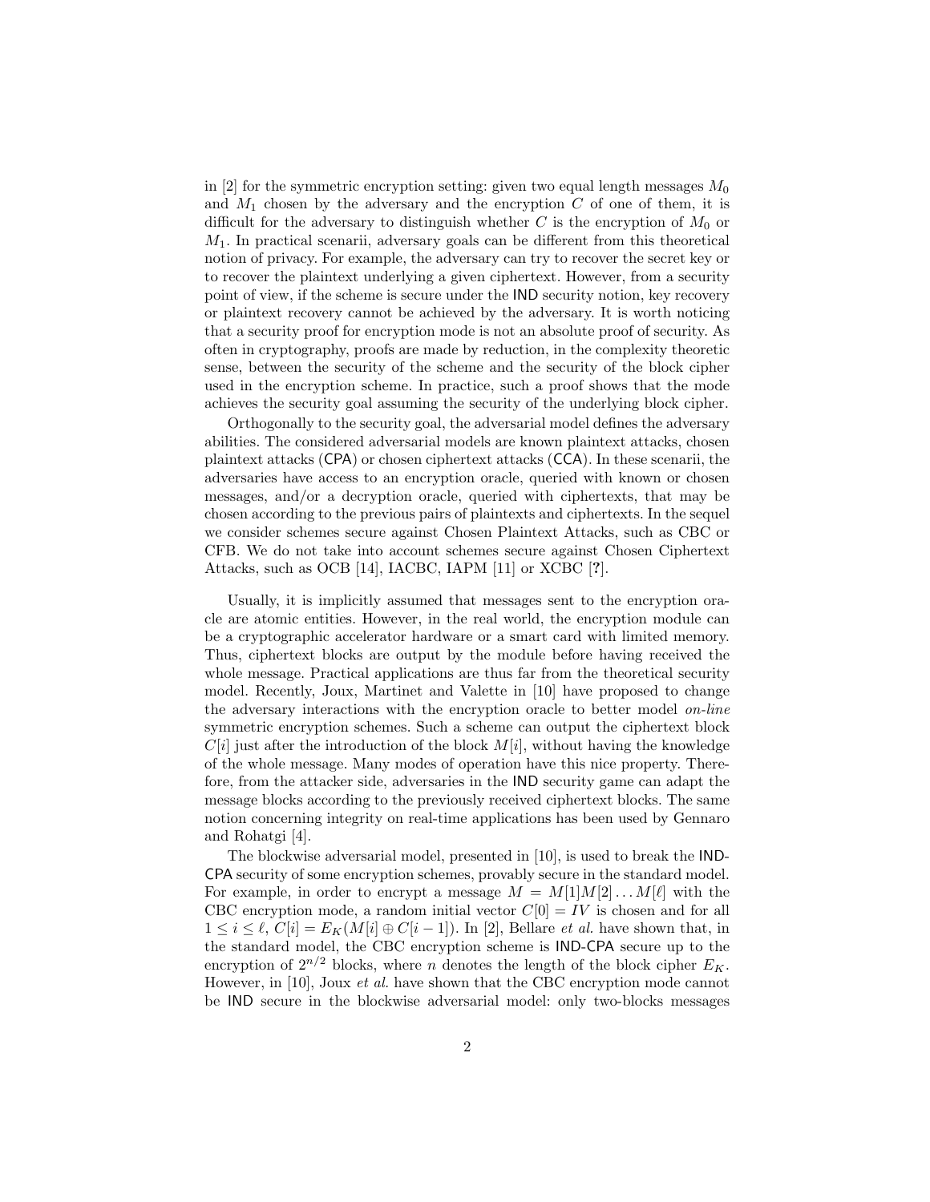in [2] for the symmetric encryption setting: given two equal length messages $M_0$ and $M_1$ chosen by the adversary and the encryption $C$ of one of them, it is difficult for the adversary to distinguish whether $C$ is the encryption of $M_0$ or $M_1$. In practical scenarii, adversary goals can be different from this theoretical notion of privacy. For example, the adversary can try to recover the secret key or to recover the plaintext underlying a given ciphertext. However, from a security point of view, if the scheme is secure under the IND security notion, key recovery or plaintext recovery cannot be achieved by the adversary. It is worth noticing that a security proof for encryption mode is not an absolute proof of security. As often in cryptography, proofs are made by reduction, in the complexity theoretic sense, between the security of the scheme and the security of the block cipher used in the encryption scheme. In practice, such a proof shows that the mode achieves the security goal assuming the security of the underlying block cipher.

Orthogonally to the security goal, the adversarial model defines the adversary abilities. The considered adversarial models are known plaintext attacks, chosen plaintext attacks (CPA) or chosen ciphertext attacks (CCA). In these scenarii, the adversaries have access to an encryption oracle, queried with known or chosen messages, and/or a decryption oracle, queried with ciphertexts, that may be chosen according to the previous pairs of plaintexts and ciphertexts. In the sequel we consider schemes secure against Chosen Plaintext Attacks, such as CBC or CFB. We do not take into account schemes secure against Chosen Ciphertext Attacks, such as OCB [14], IACBC, IAPM [11] or XCBC [**?**].

Usually, it is implicitly assumed that messages sent to the encryption oracle are atomic entities. However, in the real world, the encryption module can be a cryptographic accelerator hardware or a smart card with limited memory. Thus, ciphertext blocks are output by the module before having received the whole message. Practical applications are thus far from the theoretical security model. Recently, Joux, Martinet and Valette in [10] have proposed to change the adversary interactions with the encryption oracle to better model *on-line* symmetric encryption schemes. Such a scheme can output the ciphertext block $C[i]$ just after the introduction of the block $M[i]$, without having the knowledge of the whole message. Many modes of operation have this nice property. Therefore, from the attacker side, adversaries in the IND security game can adapt the message blocks according to the previously received ciphertext blocks. The same notion concerning integrity on real-time applications has been used by Gennaro and Rohatgi [4].

The blockwise adversarial model, presented in [10], is used to break the IND-CPA security of some encryption schemes, provably secure in the standard model. For example, in order to encrypt a message $M = M[1]M[2]\dots M[\ell]$ with the CBC encryption mode, a random initial vector $C[0] = IV$ is chosen and for all $1 \leq i \leq \ell$, $C[i] = E_K(M[i] \oplus C[i-1])$. In [2], Bellare *et al.* have shown that, in the standard model, the CBC encryption scheme is IND-CPA secure up to the encryption of $2^{n/2}$ blocks, where $n$ denotes the length of the block cipher $E_K$. However, in [10], Joux *et al.* have shown that the CBC encryption mode cannot be IND secure in the blockwise adversarial model: only two-blocks messages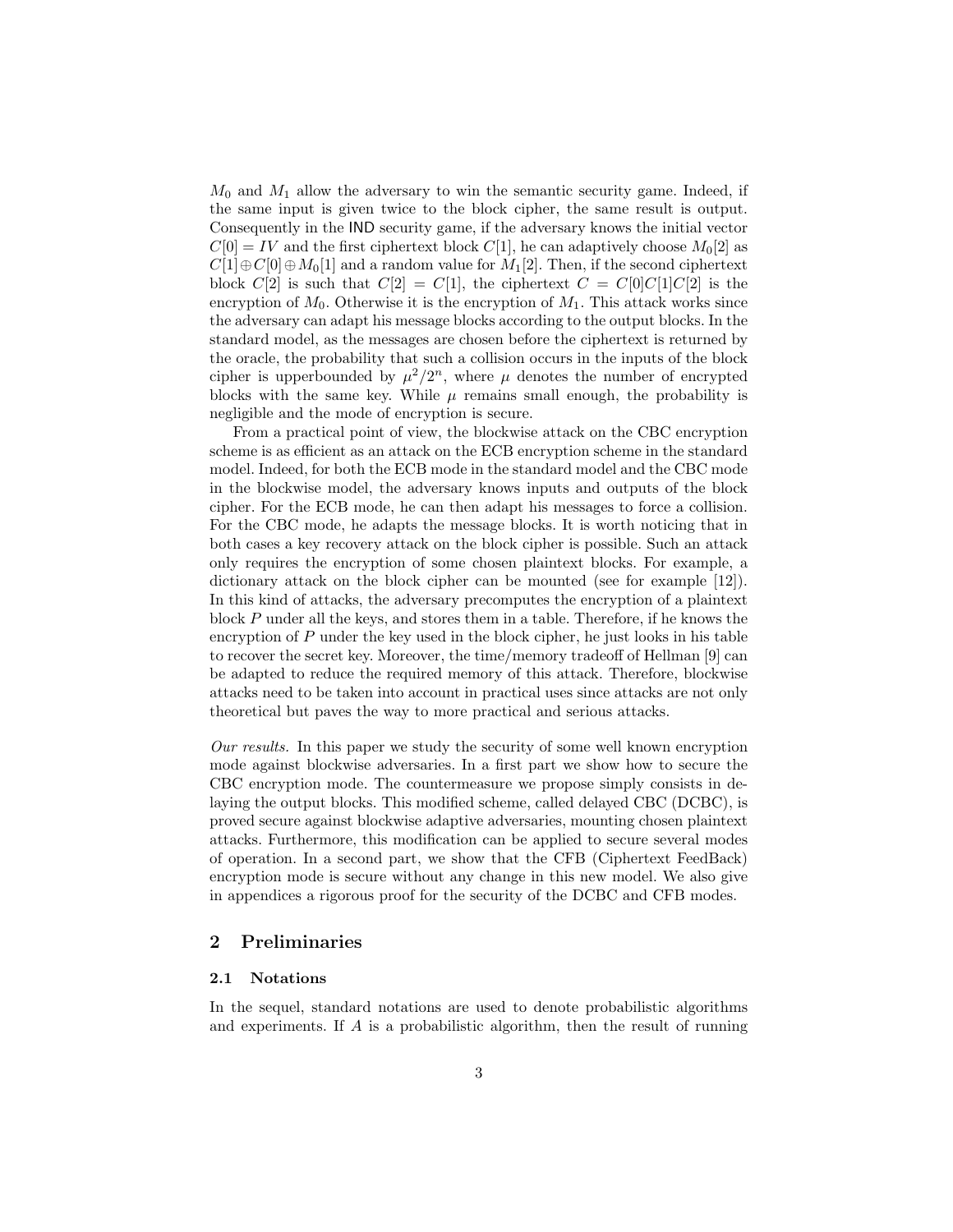$M_0$ and $M_1$ allow the adversary to win the semantic security game. Indeed, if the same input is given twice to the block cipher, the same result is output. Consequently in the IND security game, if the adversary knows the initial vector $C[0] = IV$ and the first ciphertext block $C[1]$, he can adaptively choose $M_0[2]$ as $C[1] \oplus C[0] \oplus M_0[1]$ and a random value for $M_1[2]$. Then, if the second ciphertext block $C[2]$ is such that $C[2] = C[1]$, the ciphertext $C = C[0]C[1]C[2]$ is the encryption of $M_0$. Otherwise it is the encryption of $M_1$. This attack works since the adversary can adapt his message blocks according to the output blocks. In the standard model, as the messages are chosen before the ciphertext is returned by the oracle, the probability that such a collision occurs in the inputs of the block cipher is upperbounded by $\mu^2/2^n$, where $\mu$ denotes the number of encrypted blocks with the same key. While $\mu$ remains small enough, the probability is negligible and the mode of encryption is secure.

From a practical point of view, the blockwise attack on the CBC encryption scheme is as efficient as an attack on the ECB encryption scheme in the standard model. Indeed, for both the ECB mode in the standard model and the CBC mode in the blockwise model, the adversary knows inputs and outputs of the block cipher. For the ECB mode, he can then adapt his messages to force a collision. For the CBC mode, he adapts the message blocks. It is worth noticing that in both cases a key recovery attack on the block cipher is possible. Such an attack only requires the encryption of some chosen plaintext blocks. For example, a dictionary attack on the block cipher can be mounted (see for example [12]). In this kind of attacks, the adversary precomputes the encryption of a plaintext block $P$ under all the keys, and stores them in a table. Therefore, if he knows the encryption of $P$ under the key used in the block cipher, he just looks in his table to recover the secret key. Moreover, the time/memory tradeoff of Hellman [9] can be adapted to reduce the required memory of this attack. Therefore, blockwise attacks need to be taken into account in practical uses since attacks are not only theoretical but paves the way to more practical and serious attacks.

*Our results.* In this paper we study the security of some well known encryption mode against blockwise adversaries. In a first part we show how to secure the CBC encryption mode. The countermeasure we propose simply consists in delaying the output blocks. This modified scheme, called delayed CBC (DCBC), is proved secure against blockwise adaptive adversaries, mounting chosen plaintext attacks. Furthermore, this modification can be applied to secure several modes of operation. In a second part, we show that the CFB (Ciphertext FeedBack) encryption mode is secure without any change in this new model. We also give in appendices a rigorous proof for the security of the DCBC and CFB modes.

## 2 Preliminaries

### 2.1 Notations

In the sequel, standard notations are used to denote probabilistic algorithms and experiments. If $A$ is a probabilistic algorithm, then the result of running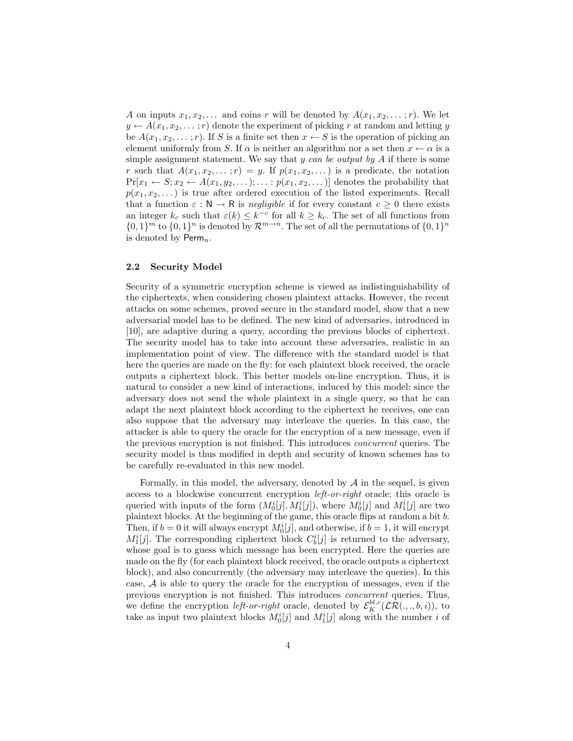$A$ on inputs $x_1, x_2, \ldots$ and coins $r$ will be denoted by $A(x_1, x_2, \ldots ; r)$. We let $y \leftarrow A(x_1, x_2, \ldots ; r)$ denote the experiment of picking $r$ at random and letting $y$ be $A(x_1, x_2, \ldots ; r)$. If $S$ is a finite set then $x \leftarrow S$ is the operation of picking an element uniformly from $S$. If $\alpha$ is neither an algorithm nor a set then $x \leftarrow \alpha$ is a simple assignment statement. We say that $y$ *can be output by* $A$ if there is some $r$ such that $A(x_1, x_2, \ldots ; r) = y$. If $p(x_1, x_2, \ldots)$ is a predicate, the notation $\Pr[x_1 \leftarrow S; x_2 \leftarrow A(x_1, y_2, \ldots); \ldots : p(x_1, x_2, \ldots)]$ denotes the probability that $p(x_1, x_2, \ldots)$ is true after ordered execution of the listed experiments. Recall that a function $\varepsilon : \mathsf{N} \rightarrow \mathsf{R}$ is *negligible* if for every constant $c \geq 0$ there exists an integer $k_c$ such that $\varepsilon(k) \leq k^{-c}$ for all $k \geq k_c$. The set of all functions from $\{0,1\}^m$ to $\{0,1\}^n$ is denoted by $\mathcal{R}^{m \rightarrow n}$. The set of all the permutations of $\{0,1\}^n$ is denoted by $\mathsf{Perm}_n$.

### 2.2 Security Model

Security of a symmetric encryption scheme is viewed as indistinguishability of the ciphertexts, when considering chosen plaintext attacks. However, the recent attacks on some schemes, proved secure in the standard model, show that a new adversarial model has to be defined. The new kind of adversaries, introduced in [10], are adaptive during a query, according the previous blocks of ciphertext. The security model has to take into account these adversaries, realistic in an implementation point of view. The difference with the standard model is that here the queries are made on the fly: for each plaintext block received, the oracle outputs a ciphertext block. This better models on-line encryption. Thus, it is natural to consider a new kind of interactions, induced by this model: since the adversary does not send the whole plaintext in a single query, so that he can adapt the next plaintext block according to the ciphertext he receives, one can also suppose that the adversary may interleave the queries. In this case, the attacker is able to query the oracle for the encryption of a new message, even if the previous encryption is not finished. This introduces *concurrent* queries. The security model is thus modified in depth and security of known schemes has to be carefully re-evaluated in this new model.

Formally, in this model, the adversary, denoted by $\mathcal{A}$ in the sequel, is given access to a blockwise concurrent encryption *left-or-right* oracle: this oracle is queried with inputs of the form $(M_0^i[j], M_1^i[j])$, where $M_0^i[j]$ and $M_1^i[j]$ are two plaintext blocks. At the beginning of the game, this oracle flips at random a bit $b$. Then, if $b = 0$ it will always encrypt $M_0^i[j]$, and otherwise, if $b = 1$, it will encrypt $M_1^i[j]$. The corresponding ciphertext block $C_b^i[j]$ is returned to the adversary, whose goal is to guess which message has been encrypted. Here the queries are made on the fly (for each plaintext block received, the oracle outputs a ciphertext block), and also concurrently (the adversary may interleave the queries). In this case, $\mathcal{A}$ is able to query the oracle for the encryption of messages, even if the previous encryption is not finished. This introduces *concurrent* queries. Thus, we define the encryption *left-or-right* oracle, denoted by $\mathcal{E}_K^{bl,c}(\mathcal{LR}(.,.,b,i))$, to take as input two plaintext blocks $M_0^i[j]$ and $M_1^i[j]$ along with the number $i$ of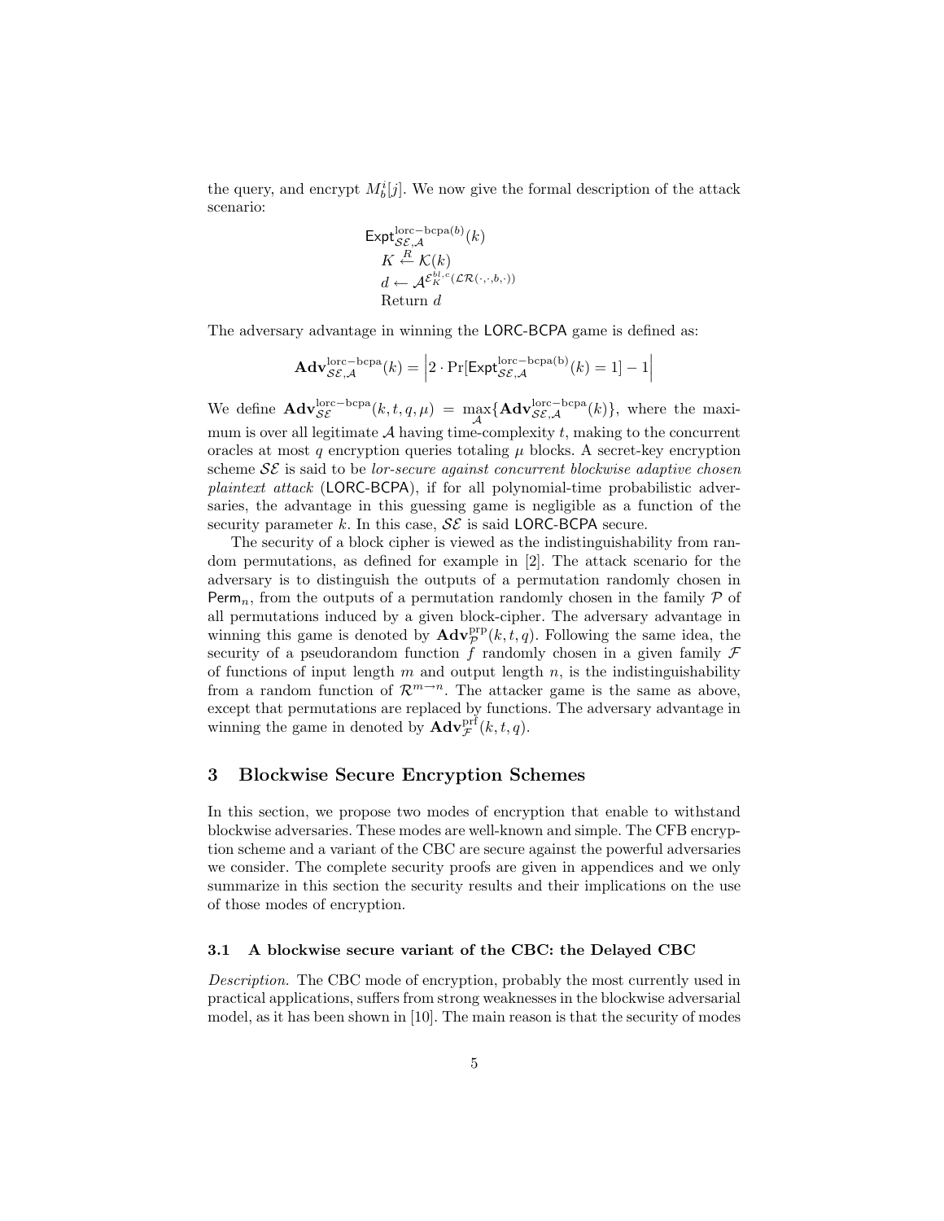the query, and encrypt $M_b^i[j]$. We now give the formal description of the attack scenario:

$$
\begin{array}{l}
\mathsf{Expt}^{\mathrm{lorc-bcpa}(b)}_{\mathcal{SE},\mathcal{A}}(k) \\
\quad K \stackrel{R}{\leftarrow} \mathcal{K}(k) \\
\quad d \leftarrow \mathcal{A}^{\mathcal{E}_K^{bl,c}(\mathcal{LR}(\cdot,\cdot,b,\cdot))} \\
\quad \text{Return } d
\end{array}
$$

The adversary advantage in winning the LORC-BCPA game is defined as:

$$
\mathbf{Adv}^{\mathrm{lorc-bcpa}}_{\mathcal{SE},\mathcal{A}}(k) = \left| 2 \cdot \Pr[\mathsf{Expt}^{\mathrm{lorc-bcpa(b)}}_{\mathcal{SE},\mathcal{A}}(k) = 1] - 1 \right|
$$

We define $\mathbf{Adv}^{\mathrm{lorc-bcpa}}_{\mathcal{SE}}(k, t, q, \mu) = \max_{\mathcal{A}}\{\mathbf{Adv}^{\mathrm{lorc-bcpa}}_{\mathcal{SE},\mathcal{A}}(k)\}$, where the maximum is over all legitimate $\mathcal{A}$ having time-complexity $t$, making to the concurrent oracles at most $q$ encryption queries totaling $\mu$ blocks. A secret-key encryption scheme $\mathcal{SE}$ is said to be *lor-secure against concurrent blockwise adaptive chosen plaintext attack* (LORC-BCPA), if for all polynomial-time probabilistic adversaries, the advantage in this guessing game is negligible as a function of the security parameter $k$. In this case, $\mathcal{SE}$ is said LORC-BCPA secure.

The security of a block cipher is viewed as the indistinguishability from random permutations, as defined for example in [2]. The attack scenario for the adversary is to distinguish the outputs of a permutation randomly chosen in $\mathsf{Perm}_n$, from the outputs of a permutation randomly chosen in the family $\mathcal{P}$ of all permutations induced by a given block-cipher. The adversary advantage in winning this game is denoted by $\mathbf{Adv}^{\mathrm{prp}}_{\mathcal{P}}(k, t, q)$. Following the same idea, the security of a pseudorandom function $f$ randomly chosen in a given family $\mathcal{F}$ of functions of input length $m$ and output length $n$, is the indistinguishability from a random function of $\mathcal{R}^{m \to n}$. The attacker game is the same as above, except that permutations are replaced by functions. The adversary advantage in winning the game in denoted by $\mathbf{Adv}^{\mathrm{prf}}_{\mathcal{F}}(k, t, q)$.

## 3 Blockwise Secure Encryption Schemes

In this section, we propose two modes of encryption that enable to withstand blockwise adversaries. These modes are well-known and simple. The CFB encryption scheme and a variant of the CBC are secure against the powerful adversaries we consider. The complete security proofs are given in appendices and we only summarize in this section the security results and their implications on the use of those modes of encryption.

### 3.1 A blockwise secure variant of the CBC: the Delayed CBC

*Description.* The CBC mode of encryption, probably the most currently used in practical applications, suffers from strong weaknesses in the blockwise adversarial model, as it has been shown in [10]. The main reason is that the security of modes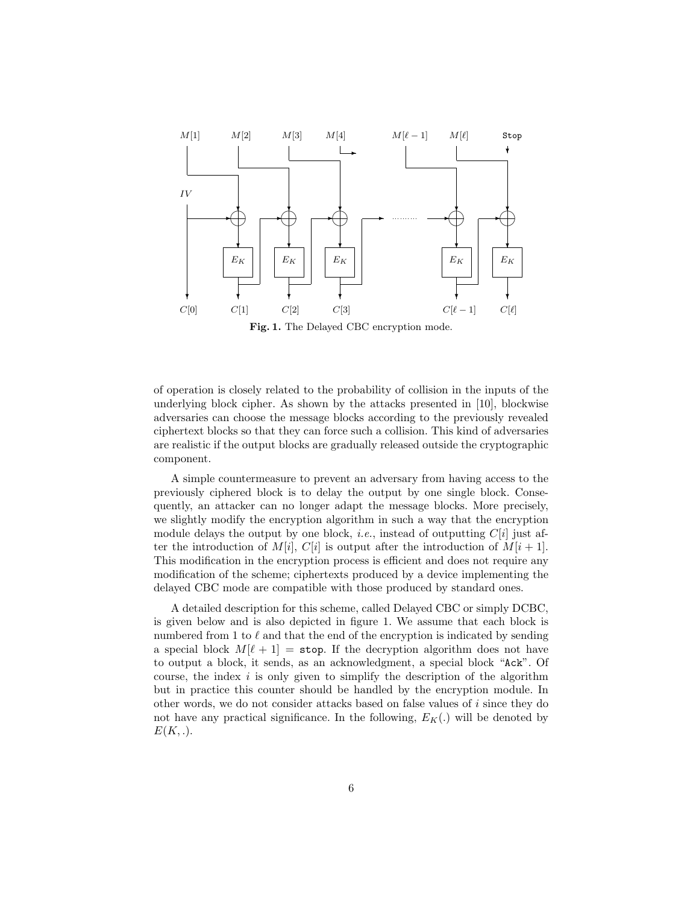**Fig. 1.** The Delayed CBC encryption mode.

of operation is closely related to the probability of collision in the inputs of the underlying block cipher. As shown by the attacks presented in [10], blockwise adversaries can choose the message blocks according to the previously revealed ciphertext blocks so that they can force such a collision. This kind of adversaries are realistic if the output blocks are gradually released outside the cryptographic component.

A simple countermeasure to prevent an adversary from having access to the previously ciphered block is to delay the output by one single block. Consequently, an attacker can no longer adapt the message blocks. More precisely, we slightly modify the encryption algorithm in such a way that the encryption module delays the output by one block, *i.e.*, instead of outputting $C[i]$ just after the introduction of $M[i]$, $C[i]$ is output after the introduction of $M[i+1]$. This modification in the encryption process is efficient and does not require any modification of the scheme; ciphertexts produced by a device implementing the delayed CBC mode are compatible with those produced by standard ones.

A detailed description for this scheme, called Delayed CBC or simply DCBC, is given below and is also depicted in figure 1. We assume that each block is numbered from 1 to $\ell$ and that the end of the encryption is indicated by sending a special block $M[\ell+1] = \texttt{stop}$. If the decryption algorithm does not have to output a block, it sends, as an acknowledgment, a special block "Ack". Of course, the index $i$ is only given to simplify the description of the algorithm but in practice this counter should be handled by the encryption module. In other words, we do not consider attacks based on false values of $i$ since they do not have any practical significance. In the following, $E_K(.)$ will be denoted by $E(K, .)$.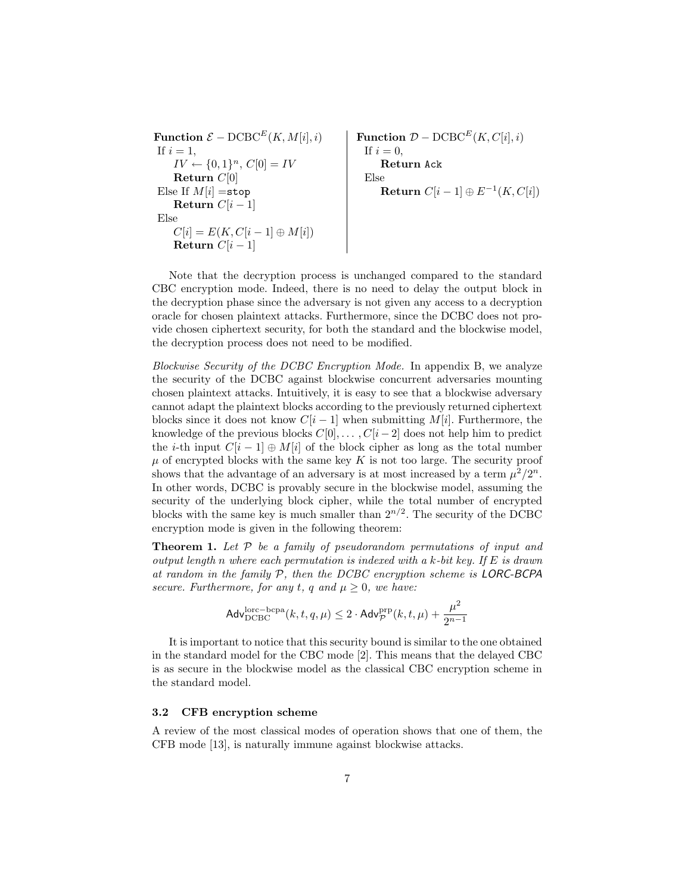**Function** $\mathcal{E} - \text{DCBC}^E(K, M[i], i)$
If $i = 1$,
  $IV \leftarrow \{0,1\}^n$, $C[0] = IV$
  **Return** $C[0]$
Else If $M[i] =$ `stop`
  **Return** $C[i-1]$
Else
  $C[i] = E(K, C[i-1] \oplus M[i])$
  **Return** $C[i-1]$

**Function** $\mathcal{D} - \text{DCBC}^E(K, C[i], i)$
If $i = 0$,
  **Return** `Ack`
Else
  **Return** $C[i-1] \oplus E^{-1}(K, C[i])$

Note that the decryption process is unchanged compared to the standard CBC encryption mode. Indeed, there is no need to delay the output block in the decryption phase since the adversary is not given any access to a decryption oracle for chosen plaintext attacks. Furthermore, since the DCBC does not provide chosen ciphertext security, for both the standard and the blockwise model, the decryption process does not need to be modified.

*Blockwise Security of the DCBC Encryption Mode.* In appendix B, we analyze the security of the DCBC against blockwise concurrent adversaries mounting chosen plaintext attacks. Intuitively, it is easy to see that a blockwise adversary cannot adapt the plaintext blocks according to the previously returned ciphertext blocks since it does not know $C[i-1]$ when submitting $M[i]$. Furthermore, the knowledge of the previous blocks $C[0], \ldots, C[i-2]$ does not help him to predict the $i$-th input $C[i-1] \oplus M[i]$ of the block cipher as long as the total number $\mu$ of encrypted blocks with the same key $K$ is not too large. The security proof shows that the advantage of an adversary is at most increased by a term $\mu^2/2^n$. In other words, DCBC is provably secure in the blockwise model, assuming the security of the underlying block cipher, while the total number of encrypted blocks with the same key is much smaller than $2^{n/2}$. The security of the DCBC encryption mode is given in the following theorem:

**Theorem 1.** *Let $\mathcal{P}$ be a family of pseudorandom permutations of input and output length $n$ where each permutation is indexed with a $k$-bit key. If $E$ is drawn at random in the family $\mathcal{P}$, then the DCBC encryption scheme is LORC-BCPA secure. Furthermore, for any $t$, $q$ and $\mu \geq 0$, we have:*

$$\mathsf{Adv}_{\text{DCBC}}^{\text{lorc-bcpa}}(k, t, q, \mu) \leq 2 \cdot \mathsf{Adv}_{\mathcal{P}}^{\text{prp}}(k, t, \mu) + \frac{\mu^2}{2^{n-1}}$$

It is important to notice that this security bound is similar to the one obtained in the standard model for the CBC mode [2]. This means that the delayed CBC is as secure in the blockwise model as the classical CBC encryption scheme in the standard model.

### 3.2 CFB encryption scheme

A review of the most classical modes of operation shows that one of them, the CFB mode [13], is naturally immune against blockwise attacks.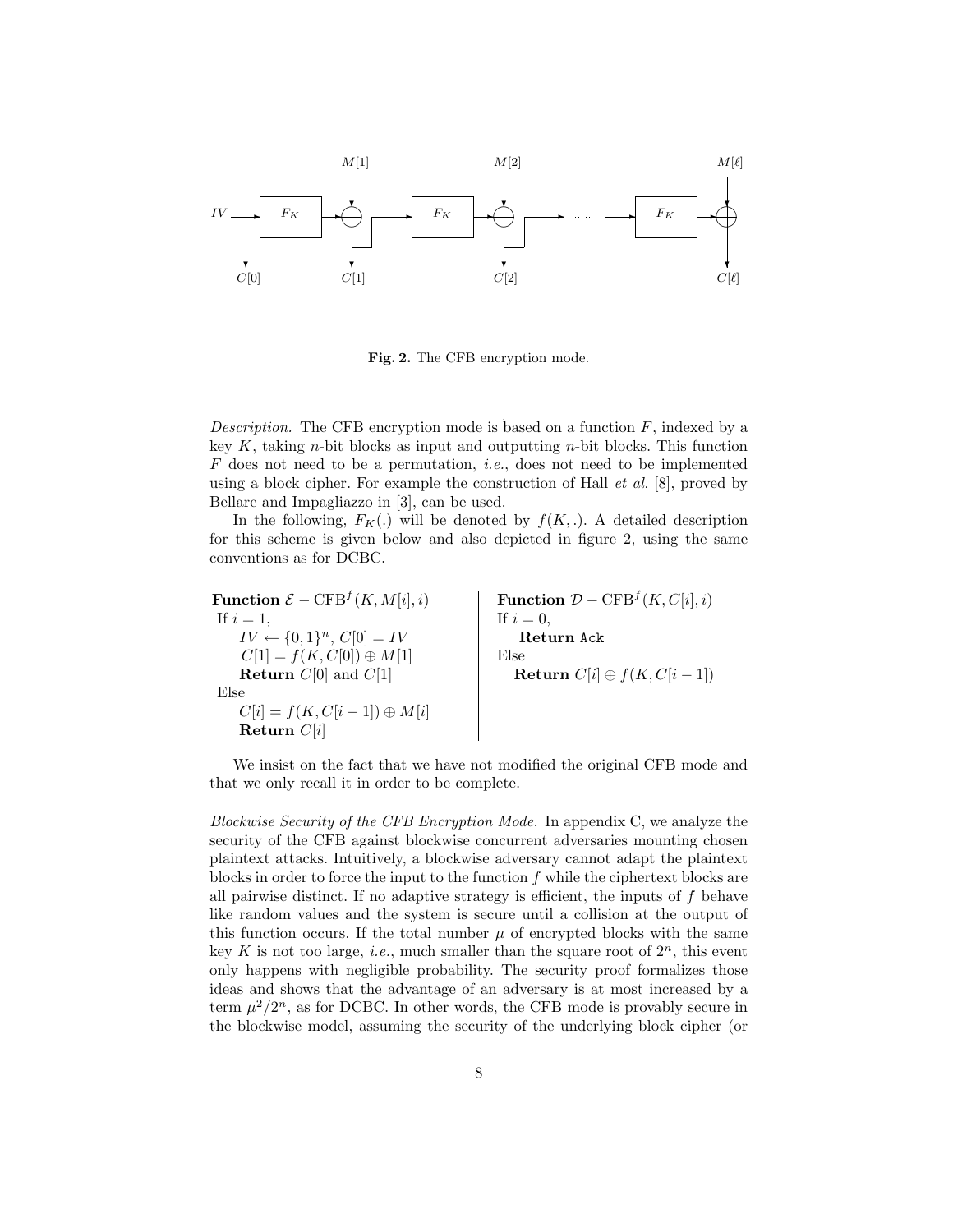**Fig. 2.** The CFB encryption mode.

*Description.* The CFB encryption mode is based on a function $F$, indexed by a key $K$, taking $n$-bit blocks as input and outputting $n$-bit blocks. This function $F$ does not need to be a permutation, *i.e.*, does not need to be implemented using a block cipher. For example the construction of Hall *et al.* [8], proved by Bellare and Impagliazzo in [3], can be used.

In the following, $F_K(.)$ will be denoted by $f(K,.)$. A detailed description for this scheme is given below and also depicted in figure 2, using the same conventions as for DCBC.

**Function** $\mathcal{E} - \mathrm{CFB}^f(K, M[i], i)$
If $i = 1$,
  $IV \leftarrow \{0,1\}^n$, $C[0] = IV$
  $C[1] = f(K, C[0]) \oplus M[1]$
  **Return** $C[0]$ and $C[1]$
Else
  $C[i] = f(K, C[i-1]) \oplus M[i]$
  **Return** $C[i]$

**Function** $\mathcal{D} - \mathrm{CFB}^f(K, C[i], i)$
If $i = 0$,
  **Return** `Ack`
Else
  **Return** $C[i] \oplus f(K, C[i-1])$

We insist on the fact that we have not modified the original CFB mode and that we only recall it in order to be complete.

*Blockwise Security of the CFB Encryption Mode.* In appendix C, we analyze the security of the CFB against blockwise concurrent adversaries mounting chosen plaintext attacks. Intuitively, a blockwise adversary cannot adapt the plaintext blocks in order to force the input to the function $f$ while the ciphertext blocks are all pairwise distinct. If no adaptive strategy is efficient, the inputs of $f$ behave like random values and the system is secure until a collision at the output of this function occurs. If the total number $\mu$ of encrypted blocks with the same key $K$ is not too large, *i.e.*, much smaller than the square root of $2^n$, this event only happens with negligible probability. The security proof formalizes those ideas and shows that the advantage of an adversary is at most increased by a term $\mu^2/2^n$, as for DCBC. In other words, the CFB mode is provably secure in the blockwise model, assuming the security of the underlying block cipher (or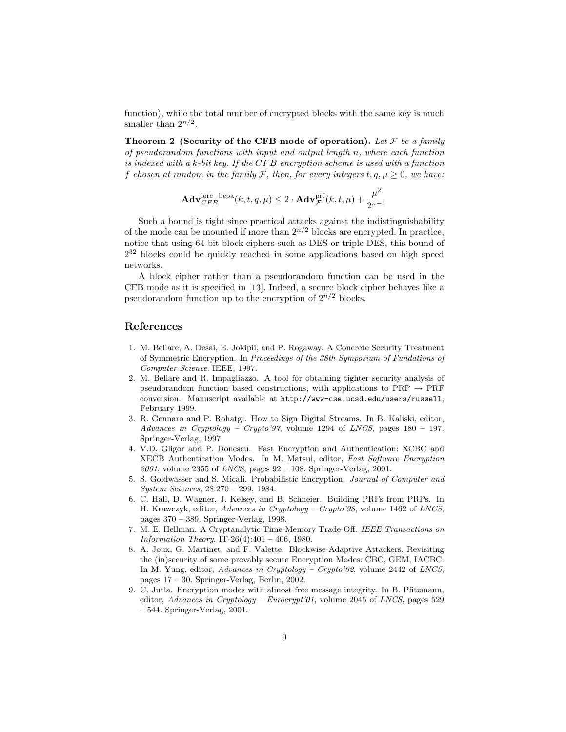function), while the total number of encrypted blocks with the same key is much smaller than $2^{n/2}$.

**Theorem 2 (Security of the CFB mode of operation).** *Let $\mathcal{F}$ be a family of pseudorandom functions with input and output length $n$, where each function is indexed with a $k$-bit key. If the $CFB$ encryption scheme is used with a function $f$ chosen at random in the family $\mathcal{F}$, then, for every integers $t, q, \mu \geq 0$, we have:*

$$\mathbf{Adv}_{CFB}^{\mathrm{lorc-bcpa}}(k, t, q, \mu) \leq 2 \cdot \mathbf{Adv}_{\mathcal{F}}^{\mathrm{prf}}(k, t, \mu) + \frac{\mu^2}{2^{n-1}}$$

Such a bound is tight since practical attacks against the indistinguishability of the mode can be mounted if more than $2^{n/2}$ blocks are encrypted. In practice, notice that using 64-bit block ciphers such as DES or triple-DES, this bound of $2^{32}$ blocks could be quickly reached in some applications based on high speed networks.

A block cipher rather than a pseudorandom function can be used in the CFB mode as it is specified in [13]. Indeed, a secure block cipher behaves like a pseudorandom function up to the encryption of $2^{n/2}$ blocks.

## References

1. M. Bellare, A. Desai, E. Jokipii, and P. Rogaway. A Concrete Security Treatment of Symmetric Encryption. In *Proceedings of the 38th Symposium of Fundations of Computer Science*. IEEE, 1997.
2. M. Bellare and R. Impagliazzo. A tool for obtaining tighter security analysis of pseudorandom function based constructions, with applications to PRP → PRF conversion. Manuscript available at `http://www-cse.ucsd.edu/users/russell`, February 1999.
3. R. Gennaro and P. Rohatgi. How to Sign Digital Streams. In B. Kaliski, editor, *Advances in Cryptology – Crypto'97*, volume 1294 of *LNCS*, pages 180 – 197. Springer-Verlag, 1997.
4. V.D. Gligor and P. Donescu. Fast Encryption and Authentication: XCBC and XECB Authentication Modes. In M. Matsui, editor, *Fast Software Encryption 2001*, volume 2355 of *LNCS*, pages 92 – 108. Springer-Verlag, 2001.
5. S. Goldwasser and S. Micali. Probabilistic Encryption. *Journal of Computer and System Sciences*, 28:270 – 299, 1984.
6. C. Hall, D. Wagner, J. Kelsey, and B. Schneier. Building PRFs from PRPs. In H. Krawczyk, editor, *Advances in Cryptology – Crypto'98*, volume 1462 of *LNCS*, pages 370 – 389. Springer-Verlag, 1998.
7. M. E. Hellman. A Cryptanalytic Time-Memory Trade-Off. *IEEE Transactions on Information Theory*, IT-26(4):401 – 406, 1980.
8. A. Joux, G. Martinet, and F. Valette. Blockwise-Adaptive Attackers. Revisiting the (in)security of some provably secure Encryption Modes: CBC, GEM, IACBC. In M. Yung, editor, *Advances in Cryptology – Crypto'02*, volume 2442 of *LNCS*, pages 17 – 30. Springer-Verlag, Berlin, 2002.
9. C. Jutla. Encryption modes with almost free message integrity. In B. Pfitzmann, editor, *Advances in Cryptology – Eurocrypt'01*, volume 2045 of *LNCS*, pages 529 – 544. Springer-Verlag, 2001.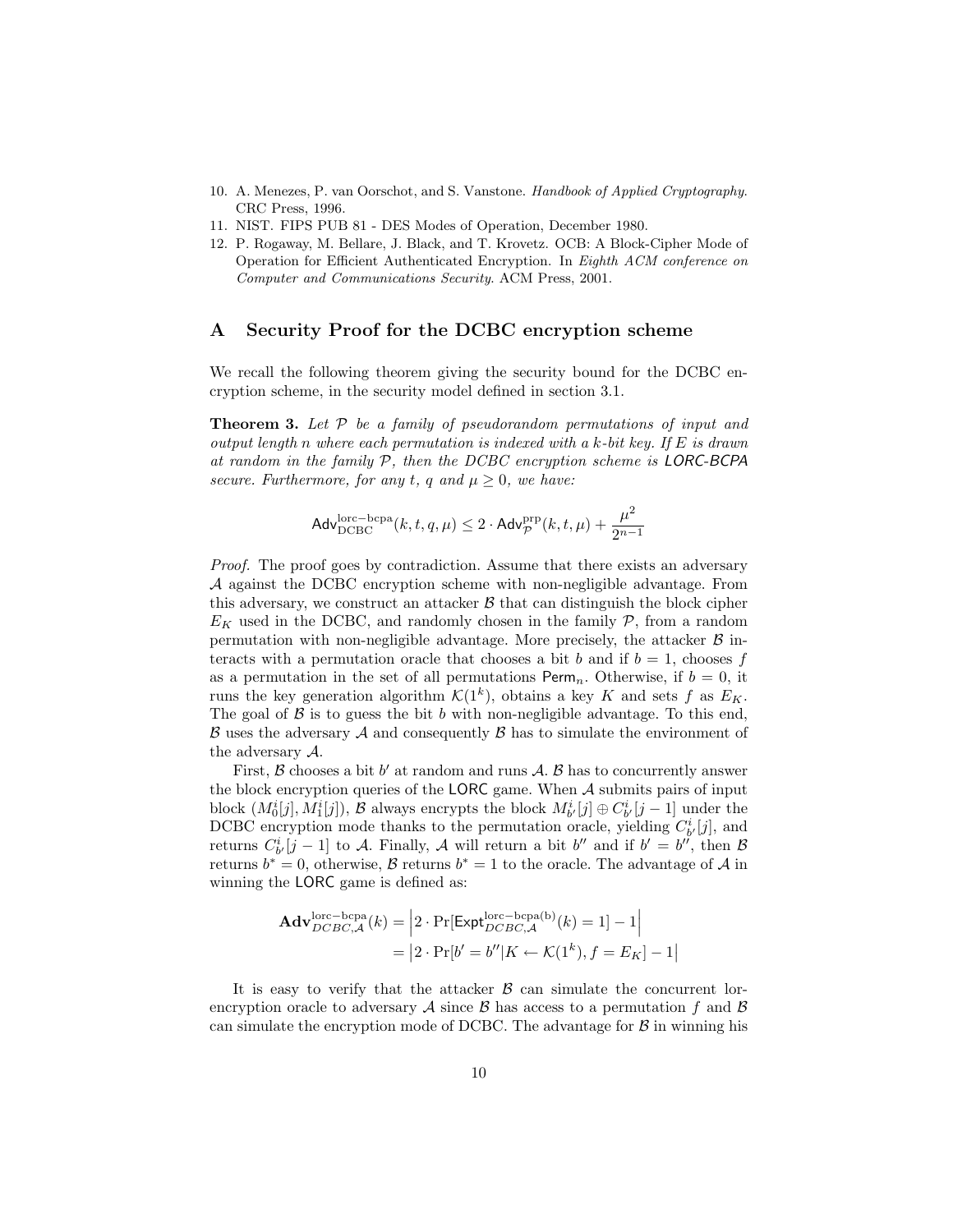10. A. Menezes, P. van Oorschot, and S. Vanstone. *Handbook of Applied Cryptography*. CRC Press, 1996.
11. NIST. FIPS PUB 81 - DES Modes of Operation, December 1980.
12. P. Rogaway, M. Bellare, J. Black, and T. Krovetz. OCB: A Block-Cipher Mode of Operation for Efficient Authenticated Encryption. In *Eighth ACM conference on Computer and Communications Security*. ACM Press, 2001.

## A Security Proof for the DCBC encryption scheme

We recall the following theorem giving the security bound for the DCBC encryption scheme, in the security model defined in section 3.1.

**Theorem 3.** *Let $\mathcal{P}$ be a family of pseudorandom permutations of input and output length n where each permutation is indexed with a k-bit key. If E is drawn at random in the family $\mathcal{P}$, then the DCBC encryption scheme is* LORC-BCPA *secure. Furthermore, for any t, q and $\mu \geq 0$, we have:*

$$\mathsf{Adv}_{\mathrm{DCBC}}^{\mathrm{lorc-bcpa}}(k,t,q,\mu) \leq 2 \cdot \mathsf{Adv}_{\mathcal{P}}^{\mathrm{prp}}(k,t,\mu) + \frac{\mu^2}{2^{n-1}}$$

*Proof.* The proof goes by contradiction. Assume that there exists an adversary $\mathcal{A}$ against the DCBC encryption scheme with non-negligible advantage. From this adversary, we construct an attacker $\mathcal{B}$ that can distinguish the block cipher $E_K$ used in the DCBC, and randomly chosen in the family $\mathcal{P}$, from a random permutation with non-negligible advantage. More precisely, the attacker $\mathcal{B}$ interacts with a permutation oracle that chooses a bit $b$ and if $b = 1$, chooses $f$ as a permutation in the set of all permutations $\mathsf{Perm}_n$. Otherwise, if $b = 0$, it runs the key generation algorithm $\mathcal{K}(1^k)$, obtains a key $K$ and sets $f$ as $E_K$. The goal of $\mathcal{B}$ is to guess the bit $b$ with non-negligible advantage. To this end, $\mathcal{B}$ uses the adversary $\mathcal{A}$ and consequently $\mathcal{B}$ has to simulate the environment of the adversary $\mathcal{A}$.

First, $\mathcal{B}$ chooses a bit $b'$ at random and runs $\mathcal{A}$. $\mathcal{B}$ has to concurrently answer the block encryption queries of the LORC game. When $\mathcal{A}$ submits pairs of input block $(M_0^i[j], M_1^i[j])$, $\mathcal{B}$ always encrypts the block $M_{b'}^i[j] \oplus C_{b'}^i[j-1]$ under the DCBC encryption mode thanks to the permutation oracle, yielding $C_{b'}^i[j]$, and returns $C_{b'}^i[j-1]$ to $\mathcal{A}$. Finally, $\mathcal{A}$ will return a bit $b''$ and if $b' = b''$, then $\mathcal{B}$ returns $b^* = 0$, otherwise, $\mathcal{B}$ returns $b^* = 1$ to the oracle. The advantage of $\mathcal{A}$ in winning the LORC game is defined as:

$$\begin{aligned}
\mathbf{Adv}_{DCBC,\mathcal{A}}^{\mathrm{lorc-bcpa}}(k) &= \left| 2 \cdot \Pr[\mathsf{Expt}_{DCBC,\mathcal{A}}^{\mathrm{lorc-bcpa(b)}}(k) = 1] - 1 \right| \\
&= \left| 2 \cdot \Pr[b' = b'' | K \leftarrow \mathcal{K}(1^k), f = E_K] - 1 \right|
\end{aligned}$$

It is easy to verify that the attacker $\mathcal{B}$ can simulate the concurrent lor-encryption oracle to adversary $\mathcal{A}$ since $\mathcal{B}$ has access to a permutation $f$ and $\mathcal{B}$ can simulate the encryption mode of DCBC. The advantage for $\mathcal{B}$ in winning his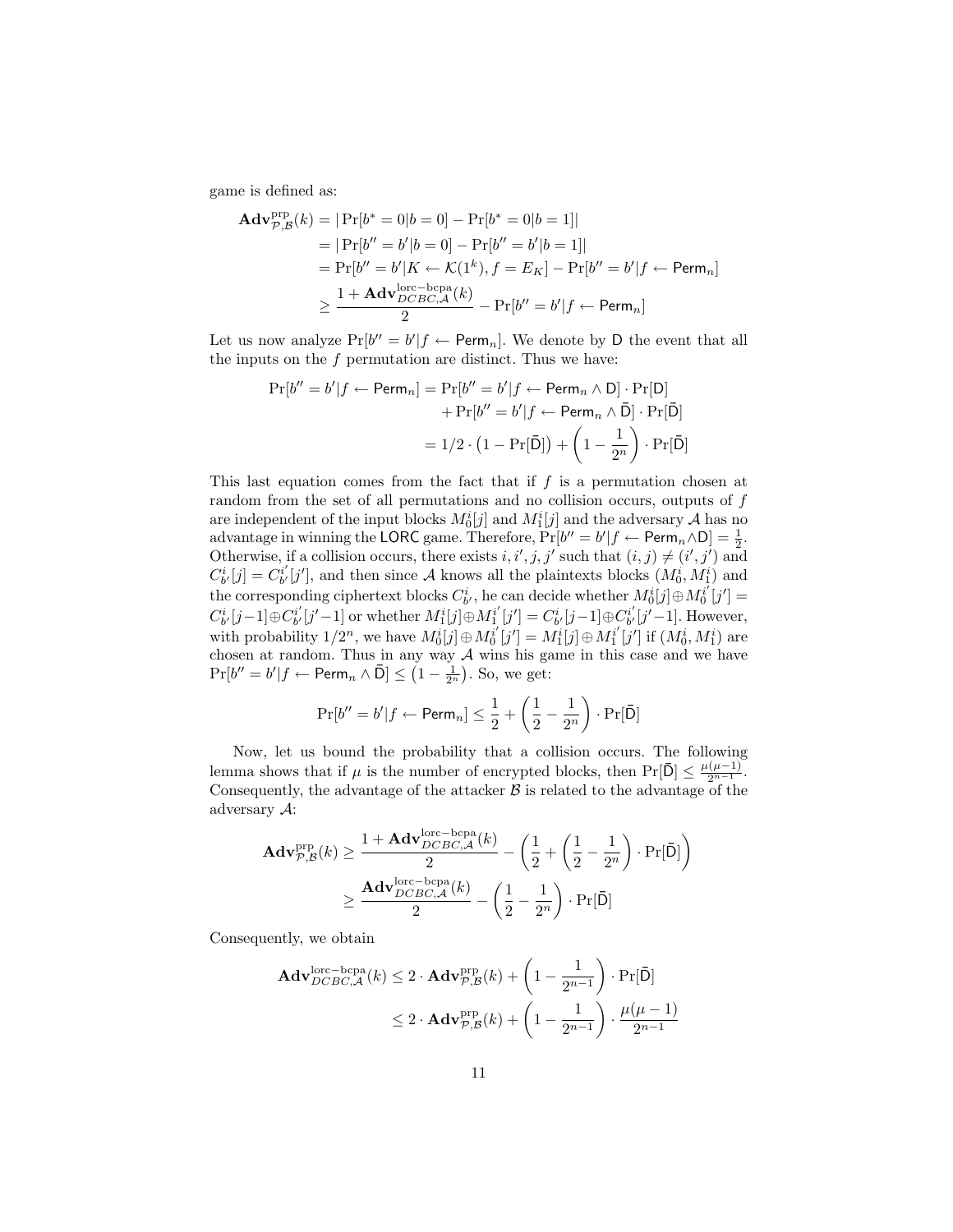game is defined as:

$$
\begin{aligned}
\mathbf{Adv}^{\text{prp}}_{\mathcal{P},\mathcal{B}}(k) &= |\Pr[b^* = 0|b = 0] - \Pr[b^* = 0|b = 1]| \\
&= |\Pr[b'' = b'|b = 0] - \Pr[b'' = b'|b = 1]| \\
&= \Pr[b'' = b'|K \leftarrow \mathcal{K}(1^k), f = E_K] - \Pr[b'' = b'|f \leftarrow \mathsf{Perm}_n] \\
&\geq \frac{1 + \mathbf{Adv}^{\text{lorc-bcpa}}_{DCBC,\mathcal{A}}(k)}{2} - \Pr[b'' = b'|f \leftarrow \mathsf{Perm}_n]
\end{aligned}
$$

Let us now analyze $\Pr[b'' = b'|f \leftarrow \mathsf{Perm}_n]$. We denote by $\mathsf{D}$ the event that all the inputs on the $f$ permutation are distinct. Thus we have:

$$
\begin{aligned}
\Pr[b'' = b'|f \leftarrow \mathsf{Perm}_n] &= \Pr[b'' = b'|f \leftarrow \mathsf{Perm}_n \wedge \mathsf{D}] \cdot \Pr[\mathsf{D}] \\
&\quad + \Pr[b'' = b'|f \leftarrow \mathsf{Perm}_n \wedge \bar{\mathsf{D}}] \cdot \Pr[\bar{\mathsf{D}}] \\
&= 1/2 \cdot \left(1 - \Pr[\bar{\mathsf{D}}]\right) + \left(1 - \frac{1}{2^n}\right) \cdot \Pr[\bar{\mathsf{D}}]
\end{aligned}
$$

This last equation comes from the fact that if $f$ is a permutation chosen at random from the set of all permutations and no collision occurs, outputs of $f$ are independent of the input blocks $M_0^i[j]$ and $M_1^i[j]$ and the adversary $\mathcal{A}$ has no advantage in winning the $\mathsf{LORC}$ game. Therefore, $\Pr[b'' = b'|f \leftarrow \mathsf{Perm}_n \wedge \mathsf{D}] = \frac{1}{2}$. Otherwise, if a collision occurs, there exists $i, i', j, j'$ such that $(i, j) \neq (i', j')$ and $C_{b'}^i[j] = C_{b'}^{i'}[j']$, and then since $\mathcal{A}$ knows all the plaintexts blocks $(M_0^i, M_1^i)$ and the corresponding ciphertext blocks $C_{b'}^i$, he can decide whether $M_0^i[j] \oplus M_0^{i'}[j'] = C_{b'}^i[j-1] \oplus C_{b'}^{i'}[j'-1]$ or whether $M_1^i[j] \oplus M_1^{i'}[j'] = C_{b'}^i[j-1] \oplus C_{b'}^{i'}[j'-1]$. However, with probability $1/2^n$, we have $M_0^i[j] \oplus M_0^{i'}[j'] = M_1^i[j] \oplus M_1^{i'}[j']$ if $(M_0^i, M_1^i)$ are chosen at random. Thus in any way $\mathcal{A}$ wins his game in this case and we have $\Pr[b'' = b'|f \leftarrow \mathsf{Perm}_n \wedge \bar{\mathsf{D}}] \leq \left(1 - \frac{1}{2^n}\right)$. So, we get:

$$
\Pr[b'' = b'|f \leftarrow \mathsf{Perm}_n] \leq \frac{1}{2} + \left(\frac{1}{2} - \frac{1}{2^n}\right) \cdot \Pr[\bar{\mathsf{D}}]
$$

Now, let us bound the probability that a collision occurs. The following lemma shows that if $\mu$ is the number of encrypted blocks, then $\Pr[\bar{\mathsf{D}}] \leq \frac{\mu(\mu-1)}{2^{n-1}}$. Consequently, the advantage of the attacker $\mathcal{B}$ is related to the advantage of the adversary $\mathcal{A}$:

$$
\begin{aligned}
\mathbf{Adv}^{\text{prp}}_{\mathcal{P},\mathcal{B}}(k) &\geq \frac{1 + \mathbf{Adv}^{\text{lorc-bcpa}}_{DCBC,\mathcal{A}}(k)}{2} - \left(\frac{1}{2} + \left(\frac{1}{2} - \frac{1}{2^n}\right) \cdot \Pr[\bar{\mathsf{D}}]\right) \\
&\geq \frac{\mathbf{Adv}^{\text{lorc-bcpa}}_{DCBC,\mathcal{A}}(k)}{2} - \left(\frac{1}{2} - \frac{1}{2^n}\right) \cdot \Pr[\bar{\mathsf{D}}]
\end{aligned}
$$

Consequently, we obtain

$$
\begin{aligned}
\mathbf{Adv}^{\text{lorc-bcpa}}_{DCBC,\mathcal{A}}(k) &\leq 2 \cdot \mathbf{Adv}^{\text{prp}}_{\mathcal{P},\mathcal{B}}(k) + \left(1 - \frac{1}{2^{n-1}}\right) \cdot \Pr[\bar{\mathsf{D}}] \\
&\leq 2 \cdot \mathbf{Adv}^{\text{prp}}_{\mathcal{P},\mathcal{B}}(k) + \left(1 - \frac{1}{2^{n-1}}\right) \cdot \frac{\mu(\mu-1)}{2^{n-1}}
\end{aligned}
$$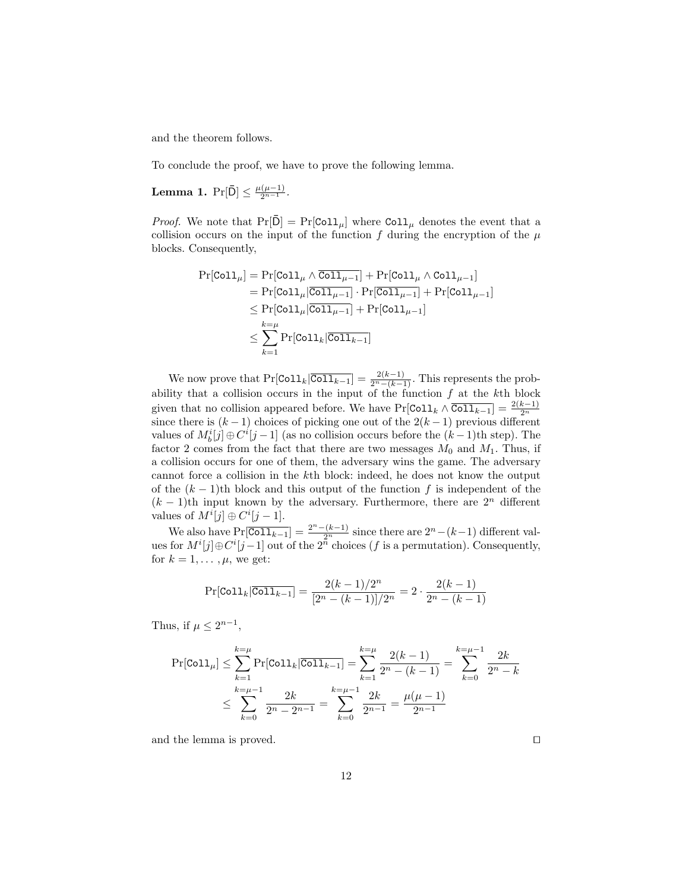and the theorem follows.

To conclude the proof, we have to prove the following lemma.

**Lemma 1.** $\Pr[\bar{\mathsf{D}}] \leq \frac{\mu(\mu-1)}{2^{n-1}}$.

*Proof.* We note that $\Pr[\bar{\mathsf{D}}] = \Pr[\mathtt{Coll}_\mu]$ where $\mathtt{Coll}_\mu$ denotes the event that a collision occurs on the input of the function $f$ during the encryption of the $\mu$ blocks. Consequently,

$$
\begin{aligned}
\Pr[\mathtt{Coll}_\mu] &= \Pr[\mathtt{Coll}_\mu \wedge \overline{\mathtt{Coll}_{\mu-1}}] + \Pr[\mathtt{Coll}_\mu \wedge \mathtt{Coll}_{\mu-1}] \\
&= \Pr[\mathtt{Coll}_\mu | \overline{\mathtt{Coll}_{\mu-1}}] \cdot \Pr[\overline{\mathtt{Coll}_{\mu-1}}] + \Pr[\mathtt{Coll}_{\mu-1}] \\
&\leq \Pr[\mathtt{Coll}_\mu | \overline{\mathtt{Coll}_{\mu-1}}] + \Pr[\mathtt{Coll}_{\mu-1}] \\
&\leq \sum_{k=1}^{k=\mu} \Pr[\mathtt{Coll}_k | \overline{\mathtt{Coll}_{k-1}}]
\end{aligned}
$$

We now prove that $\Pr[\mathtt{Coll}_k | \overline{\mathtt{Coll}_{k-1}}] = \frac{2(k-1)}{2^n-(k-1)}$. This represents the probability that a collision occurs in the input of the function $f$ at the $k$th block given that no collision appeared before. We have $\Pr[\mathtt{Coll}_k \wedge \overline{\mathtt{Coll}_{k-1}}] = \frac{2(k-1)}{2^n}$ since there is $(k-1)$ choices of picking one out of the $2(k-1)$ previous different values of $M_b^i[j] \oplus C^i[j-1]$ (as no collision occurs before the $(k-1)$th step). The factor 2 comes from the fact that there are two messages $M_0$ and $M_1$. Thus, if a collision occurs for one of them, the adversary wins the game. The adversary cannot force a collision in the $k$th block: indeed, he does not know the output of the $(k-1)$th block and this output of the function $f$ is independent of the $(k-1)$th input known by the adversary. Furthermore, there are $2^n$ different values of $M^i[j] \oplus C^i[j-1]$.

We also have $\Pr[\overline{\mathtt{Coll}_{k-1}}] = \frac{2^n-(k-1)}{2^n}$ since there are $2^n-(k-1)$ different values for $M^i[j] \oplus C^i[j-1]$ out of the $2^n$ choices ($f$ is a permutation). Consequently, for $k = 1, \ldots, \mu$, we get:

$$
\Pr[\mathtt{Coll}_k | \overline{\mathtt{Coll}_{k-1}}] = \frac{2(k-1)/2^n}{[2^n-(k-1)]/2^n} = 2 \cdot \frac{2(k-1)}{2^n-(k-1)}
$$

Thus, if $\mu \leq 2^{n-1}$,

$$
\begin{aligned}
\Pr[\mathtt{Coll}_\mu] &\leq \sum_{k=1}^{k=\mu} \Pr[\mathtt{Coll}_k | \overline{\mathtt{Coll}_{k-1}}] = \sum_{k=1}^{k=\mu} \frac{2(k-1)}{2^n-(k-1)} = \sum_{k=0}^{k=\mu-1} \frac{2k}{2^n-k} \\
&\leq \sum_{k=0}^{k=\mu-1} \frac{2k}{2^n-2^{n-1}} = \sum_{k=0}^{k=\mu-1} \frac{2k}{2^{n-1}} = \frac{\mu(\mu-1)}{2^{n-1}}
\end{aligned}
$$

and the lemma is proved. □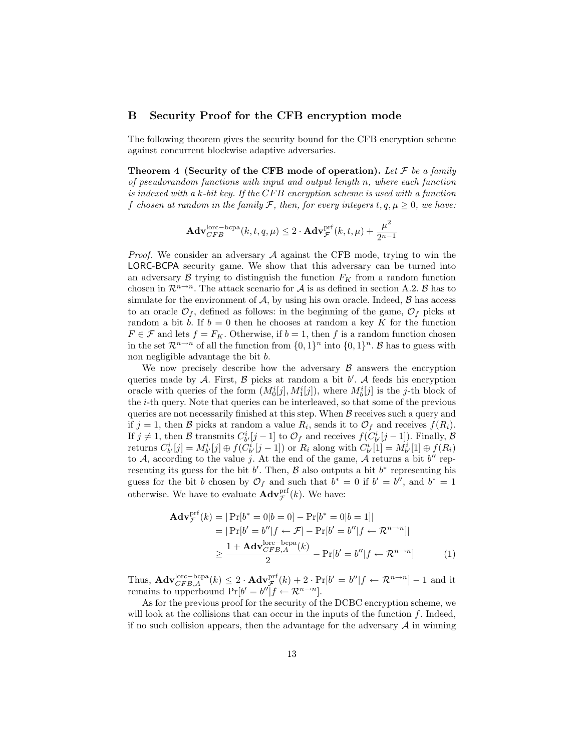## B Security Proof for the CFB encryption mode

The following theorem gives the security bound for the CFB encryption scheme against concurrent blockwise adaptive adversaries.

**Theorem 4 (Security of the CFB mode of operation).** *Let $\mathcal{F}$ be a family of pseudorandom functions with input and output length $n$, where each function is indexed with a $k$-bit key. If the $CFB$ encryption scheme is used with a function $f$ chosen at random in the family $\mathcal{F}$, then, for every integers $t, q, \mu \geq 0$, we have:*

$$\mathbf{Adv}_{CFB}^{\mathrm{lorc-bcpa}}(k, t, q, \mu) \leq 2 \cdot \mathbf{Adv}_{\mathcal{F}}^{\mathrm{prf}}(k, t, \mu) + \frac{\mu^2}{2^{n-1}}$$

*Proof.* We consider an adversary $\mathcal{A}$ against the CFB mode, trying to win the LORC-BCPA security game. We show that this adversary can be turned into an adversary $\mathcal{B}$ trying to distinguish the function $F_K$ from a random function chosen in $\mathcal{R}^{n \to n}$. The attack scenario for $\mathcal{A}$ is as defined in section A.2. $\mathcal{B}$ has to simulate for the environment of $\mathcal{A}$, by using his own oracle. Indeed, $\mathcal{B}$ has access to an oracle $\mathcal{O}_f$, defined as follows: in the beginning of the game, $\mathcal{O}_f$ picks at random a bit $b$. If $b = 0$ then he chooses at random a key $K$ for the function $F \in \mathcal{F}$ and lets $f = F_K$. Otherwise, if $b = 1$, then $f$ is a random function chosen in the set $\mathcal{R}^{n \to n}$ of all the function from $\{0,1\}^n$ into $\{0,1\}^n$. $\mathcal{B}$ has to guess with non negligible advantage the bit $b$.

We now precisely describe how the adversary $\mathcal{B}$ answers the encryption queries made by $\mathcal{A}$. First, $\mathcal{B}$ picks at random a bit $b'$. $\mathcal{A}$ feeds his encryption oracle with queries of the form $(M_0^i[j], M_1^i[j])$, where $M_b^i[j]$ is the $j$-th block of the $i$-th query. Note that queries can be interleaved, so that some of the previous queries are not necessarily finished at this step. When $\mathcal{B}$ receives such a query and if $j = 1$, then $\mathcal{B}$ picks at random a value $R_i$, sends it to $\mathcal{O}_f$ and receives $f(R_i)$. If $j \neq 1$, then $\mathcal{B}$ transmits $C_{b'}^i[j-1]$ to $\mathcal{O}_f$ and receives $f(C_{b'}^i[j-1])$. Finally, $\mathcal{B}$ returns $C_{b'}^i[j] = M_{b'}^i[j] \oplus f(C_{b'}^i[j-1])$ or $R_i$ along with $C_{b'}^i[1] = M_{b'}^i[1] \oplus f(R_i)$ to $\mathcal{A}$, according to the value $j$. At the end of the game, $\mathcal{A}$ returns a bit $b''$ representing its guess for the bit $b'$. Then, $\mathcal{B}$ also outputs a bit $b^*$ representing his guess for the bit $b$ chosen by $\mathcal{O}_f$ and such that $b^* = 0$ if $b' = b''$, and $b^* = 1$ otherwise. We have to evaluate $\mathbf{Adv}_{\mathcal{F}}^{\mathrm{prf}}(k)$. We have:

$$\begin{aligned}
\mathbf{Adv}_{\mathcal{F}}^{\mathrm{prf}}(k) &= |\Pr[b^* = 0 | b = 0] - \Pr[b^* = 0 | b = 1]| \\
&= |\Pr[b' = b'' | f \leftarrow \mathcal{F}] - \Pr[b' = b'' | f \leftarrow \mathcal{R}^{n \to n}]| \\
&\geq \frac{1 + \mathbf{Adv}_{CFB,A}^{\mathrm{lorc-bcpa}}(k)}{2} - \Pr[b' = b'' | f \leftarrow \mathcal{R}^{n \to n}] \qquad (1)
\end{aligned}$$

Thus, $\mathbf{Adv}_{CFB,A}^{\mathrm{lorc-bcpa}}(k) \leq 2 \cdot \mathbf{Adv}_{\mathcal{F}}^{\mathrm{prf}}(k) + 2 \cdot \Pr[b' = b'' | f \leftarrow \mathcal{R}^{n \to n}] - 1$ and it remains to upperbound $\Pr[b' = b'' | f \leftarrow \mathcal{R}^{n \to n}]$.

As for the previous proof for the security of the DCBC encryption scheme, we will look at the collisions that can occur in the inputs of the function $f$. Indeed, if no such collision appears, then the advantage for the adversary $\mathcal{A}$ in winning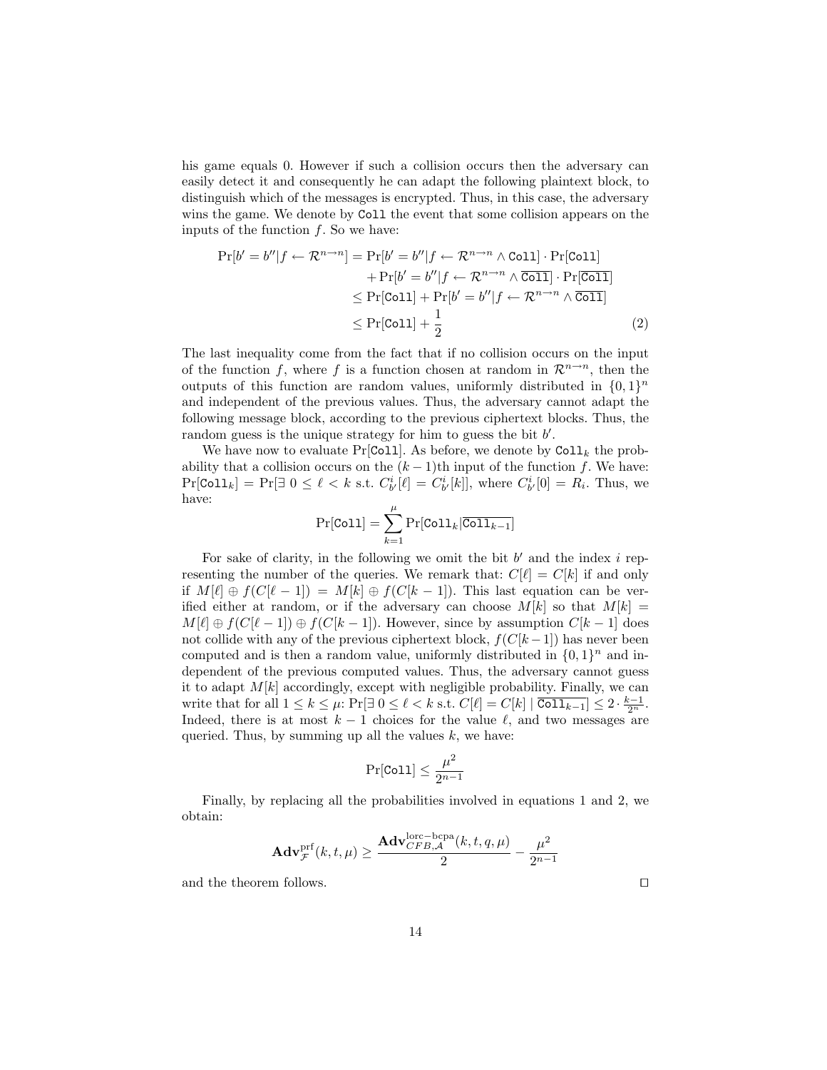his game equals 0. However if such a collision occurs then the adversary can easily detect it and consequently he can adapt the following plaintext block, to distinguish which of the messages is encrypted. Thus, in this case, the adversary wins the game. We denote by `Coll` the event that some collision appears on the inputs of the function $f$. So we have:

$$
\begin{aligned}
\Pr[b' = b'' | f \leftarrow \mathcal{R}^{n \to n}] &= \Pr[b' = b'' | f \leftarrow \mathcal{R}^{n \to n} \wedge \texttt{Coll}] \cdot \Pr[\texttt{Coll}] \\
&\quad + \Pr[b' = b'' | f \leftarrow \mathcal{R}^{n \to n} \wedge \overline{\texttt{Coll}}] \cdot \Pr[\overline{\texttt{Coll}}] \\
&\leq \Pr[\texttt{Coll}] + \Pr[b' = b'' | f \leftarrow \mathcal{R}^{n \to n} \wedge \overline{\texttt{Coll}}] \\
&\leq \Pr[\texttt{Coll}] + \frac{1}{2}
\end{aligned} \tag{2}
$$

The last inequality come from the fact that if no collision occurs on the input of the function $f$, where $f$ is a function chosen at random in $\mathcal{R}^{n \to n}$, then the outputs of this function are random values, uniformly distributed in $\{0,1\}^n$ and independent of the previous values. Thus, the adversary cannot adapt the following message block, according to the previous ciphertext blocks. Thus, the random guess is the unique strategy for him to guess the bit $b'$.

We have now to evaluate $\Pr[\texttt{Coll}]$. As before, we denote by $\texttt{Coll}_k$ the probability that a collision occurs on the $(k-1)$th input of the function $f$. We have: $\Pr[\texttt{Coll}_k] = \Pr[\exists\ 0 \leq \ell < k \text{ s.t. } C^i_{b'}[\ell] = C^i_{b'}[k]]$, where $C^i_{b'}[0] = R_i$. Thus, we have:

$$
\Pr[\texttt{Coll}] = \sum_{k=1}^{\mu} \Pr[\texttt{Coll}_k | \overline{\texttt{Coll}_{k-1}}]
$$

For sake of clarity, in the following we omit the bit $b'$ and the index $i$ representing the number of the queries. We remark that: $C[\ell] = C[k]$ if and only if $M[\ell] \oplus f(C[\ell-1]) = M[k] \oplus f(C[k-1])$. This last equation can be verified either at random, or if the adversary can choose $M[k]$ so that $M[k] = M[\ell] \oplus f(C[\ell-1]) \oplus f(C[k-1])$. However, since by assumption $C[k-1]$ does not collide with any of the previous ciphertext block, $f(C[k-1])$ has never been computed and is then a random value, uniformly distributed in $\{0,1\}^n$ and independent of the previous computed values. Thus, the adversary cannot guess it to adapt $M[k]$ accordingly, except with negligible probability. Finally, we can write that for all $1 \leq k \leq \mu$: $\Pr[\exists\ 0 \leq \ell < k \text{ s.t. } C[\ell] = C[k] \mid \overline{\texttt{Coll}_{k-1}}] \leq 2 \cdot \frac{k-1}{2^n}$. Indeed, there is at most $k-1$ choices for the value $\ell$, and two messages are queried. Thus, by summing up all the values $k$, we have:

$$
\Pr[\texttt{Coll}] \leq \frac{\mu^2}{2^{n-1}}
$$

Finally, by replacing all the probabilities involved in equations 1 and 2, we obtain:

$$
\mathbf{Adv}^{\mathrm{prf}}_{\mathcal{F}}(k, t, \mu) \geq \frac{\mathbf{Adv}^{\mathrm{lorc-bcpa}}_{CFB,\mathcal{A}}(k, t, q, \mu)}{2} - \frac{\mu^2}{2^{n-1}}
$$

and the theorem follows. □